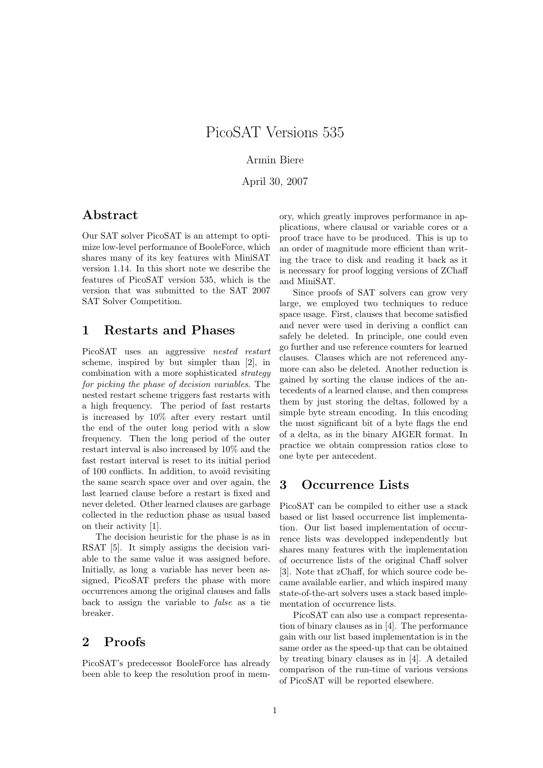# PicoSAT Versions 535

Armin Biere

April 30, 2007

## Abstract

Our SAT solver PicoSAT is an attempt to optimize low-level performance of BooleForce, which shares many of its key features with MiniSAT version 1.14. In this short note we describe the features of PicoSAT version 535, which is the version that was submitted to the SAT 2007 SAT Solver Competition.

## 1 Restarts and Phases

PicoSAT uses an aggressive *nested restart* scheme, inspired by but simpler than [2], in combination with a more sophisticated *strategy for picking the phase of decision variables*. The nested restart scheme triggers fast restarts with a high frequency. The period of fast restarts is increased by 10% after every restart until the end of the outer long period with a slow frequency. Then the long period of the outer restart interval is also increased by 10% and the fast restart interval is reset to its initial period of 100 conflicts. In addition, to avoid revisiting the same search space over and over again, the last learned clause before a restart is fixed and never deleted. Other learned clauses are garbage collected in the reduction phase as usual based on their activity [1].

The decision heuristic for the phase is as in RSAT [5]. It simply assigns the decision variable to the same value it was assigned before. Initially, as long a variable has never been assigned, PicoSAT prefers the phase with more occurrences among the original clauses and falls back to assign the variable to *false* as a tie breaker.

## 2 Proofs

PicoSAT's predecessor BooleForce has already been able to keep the resolution proof in memory, which greatly improves performance in applications, where clausal or variable cores or a proof trace have to be produced. This is up to an order of magnitude more efficient than writing the trace to disk and reading it back as it is necessary for proof logging versions of ZChaff and MiniSAT.

Since proofs of SAT solvers can grow very large, we employed two techniques to reduce space usage. First, clauses that become satisfied and never were used in deriving a conflict can safely be deleted. In principle, one could even go further and use reference counters for learned clauses. Clauses which are not referenced anymore can also be deleted. Another reduction is gained by sorting the clause indices of the antecedents of a learned clause, and then compress them by just storing the deltas, followed by a simple byte stream encoding. In this encoding the most significant bit of a byte flags the end of a delta, as in the binary AIGER format. In practice we obtain compression ratios close to one byte per antecedent.

## 3 Occurrence Lists

PicoSAT can be compiled to either use a stack based or list based occurrence list implementation. Our list based implementation of occurrence lists was developped independently but shares many features with the implementation of occurrence lists of the original Chaff solver [3]. Note that zChaff, for which source code became available earlier, and which inspired many state-of-the-art solvers uses a stack based implementation of occurrence lists.

PicoSAT can also use a compact representation of binary clauses as in [4]. The performance gain with our list based implementation is in the same order as the speed-up that can be obtained by treating binary clauses as in [4]. A detailed comparison of the run-time of various versions of PicoSAT will be reported elsewhere.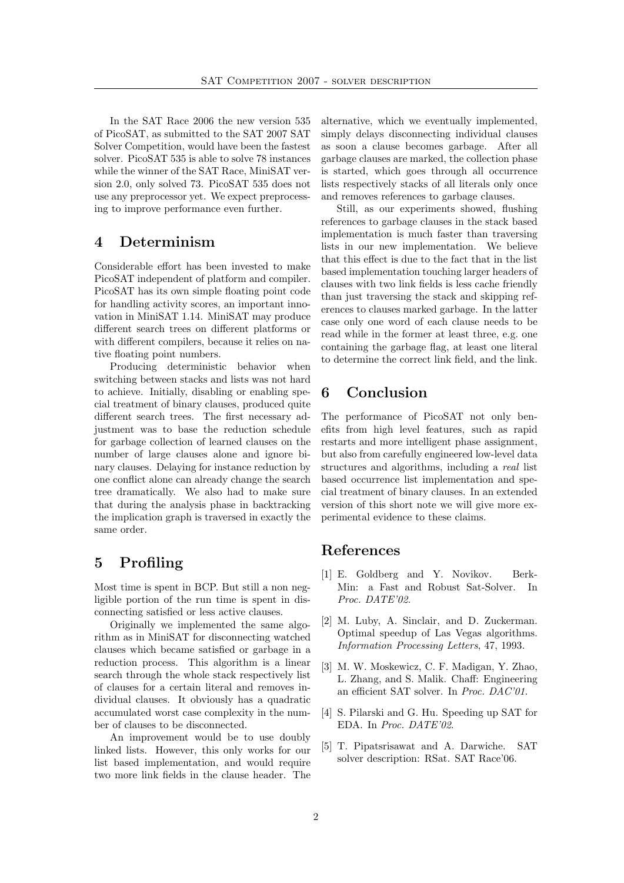In the SAT Race 2006 the new version 535 of PicoSAT, as submitted to the SAT 2007 SAT Solver Competition, would have been the fastest solver. PicoSAT 535 is able to solve 78 instances while the winner of the SAT Race, MiniSAT version 2.0, only solved 73. PicoSAT 535 does not use any preprocessor yet. We expect preprocessing to improve performance even further.

## 4 Determinism

Considerable effort has been invested to make PicoSAT independent of platform and compiler. PicoSAT has its own simple floating point code for handling activity scores, an important innovation in MiniSAT 1.14. MiniSAT may produce different search trees on different platforms or with different compilers, because it relies on native floating point numbers.

Producing deterministic behavior when switching between stacks and lists was not hard to achieve. Initially, disabling or enabling special treatment of binary clauses, produced quite different search trees. The first necessary adjustment was to base the reduction schedule for garbage collection of learned clauses on the number of large clauses alone and ignore binary clauses. Delaying for instance reduction by one conflict alone can already change the search tree dramatically. We also had to make sure that during the analysis phase in backtracking the implication graph is traversed in exactly the same order.

## 5 Profiling

Most time is spent in BCP. But still a non negligible portion of the run time is spent in disconnecting satisfied or less active clauses.

Originally we implemented the same algorithm as in MiniSAT for disconnecting watched clauses which became satisfied or garbage in a reduction process. This algorithm is a linear search through the whole stack respectively list of clauses for a certain literal and removes individual clauses. It obviously has a quadratic accumulated worst case complexity in the number of clauses to be disconnected.

An improvement would be to use doubly linked lists. However, this only works for our list based implementation, and would require two more link fields in the clause header. The alternative, which we eventually implemented, simply delays disconnecting individual clauses as soon a clause becomes garbage. After all garbage clauses are marked, the collection phase is started, which goes through all occurrence lists respectively stacks of all literals only once and removes references to garbage clauses.

Still, as our experiments showed, flushing references to garbage clauses in the stack based implementation is much faster than traversing lists in our new implementation. We believe that this effect is due to the fact that in the list based implementation touching larger headers of clauses with two link fields is less cache friendly than just traversing the stack and skipping references to clauses marked garbage. In the latter case only one word of each clause needs to be read while in the former at least three, e.g. one containing the garbage flag, at least one literal to determine the correct link field, and the link.

## 6 Conclusion

The performance of PicoSAT not only benefits from high level features, such as rapid restarts and more intelligent phase assignment, but also from carefully engineered low-level data structures and algorithms, including a *real* list based occurrence list implementation and special treatment of binary clauses. In an extended version of this short note we will give more experimental evidence to these claims.

## References

[1] E. Goldberg and Y. Novikov. BerkMin: a Fast and Robust Sat-Solver. In *Proc. DATE'02*.

[2] M. Luby, A. Sinclair, and D. Zuckerman. Optimal speedup of Las Vegas algorithms. *Information Processing Letters*, 47, 1993.

[3] M. W. Moskewicz, C. F. Madigan, Y. Zhao, L. Zhang, and S. Malik. Chaff: Engineering an efficient SAT solver. In *Proc. DAC'01*.

[4] S. Pilarski and G. Hu. Speeding up SAT for EDA. In *Proc. DATE'02*.

[5] T. Pipatsrisawat and A. Darwiche. SAT solver description: RSat. SAT Race'06.